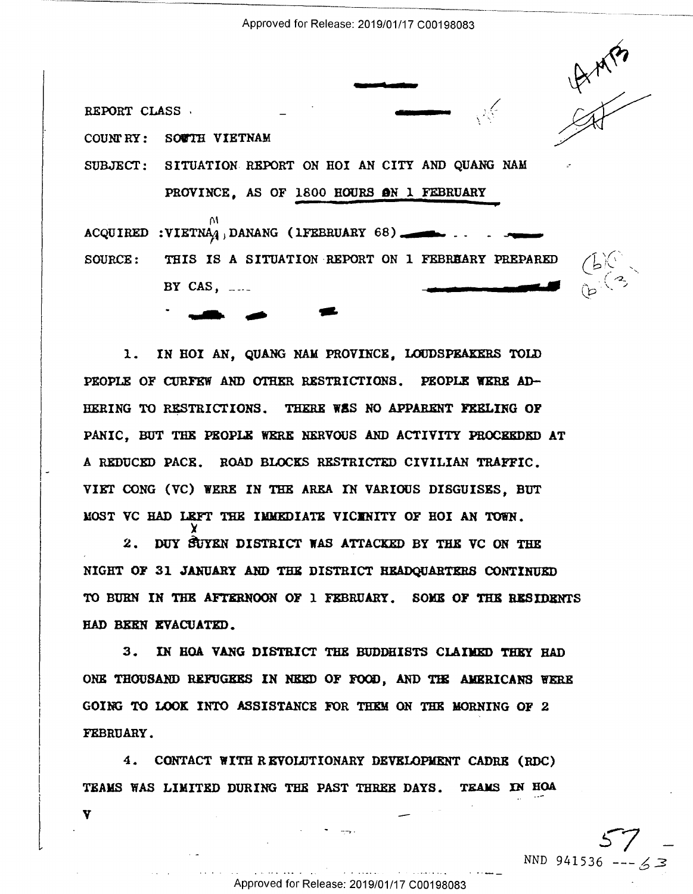REPORT CLASS

COUNTRY: SOUTH VIETNAM

SUBJECT: SITUATION REPORT ON HOI AN CITY AND QUANG NAM PROVINCE, AS OF 1800 HOURS ON 1 FEBRUARY

ACQUIRED: VIETNAM, DANANG (1FEBRUARY 68)

SOURCE: THIS IS A SITUATION REPORT ON 1 FEBRUARY PREPARED BY CAS,

1. IN HOI AN, QUANG NAM PROVINCE, LOUDSPEAKERS TOLD PEOPLE OF CURFEW AND OTHER RESTRICTIONS. PEOPLE WERE ADHERING TO RESTRICTIONS. THERE WAS NO APPARENT FEELING OF PANIC, BUT THE PEOPLE WERE NERVOUS AND ACTIVITY PROCEEDED AT A REDUCED PACE. ROAD BLOCKS RESTRICTED CIVILIAN TRAFFIC. VIET CONG (VC) WERE IN THE AREA IN VARIOUS DISGUISES, BUT MOST VC HAD LEFT THE IMMEDIATE VICINITY OF HOI AN TOWN.

2. DUY XUYEN DISTRICT WAS ATTACKED BY THE VC ON THE NIGHT OF 31 JANUARY AND THE DISTRICT HEADQUARTERS CONTINUED TO BURN IN THE AFTERNOON OF 1 FEBRUARY. SOME OF THE RESIDENTS HAD BEEN EVACUATED.

3. IN HOA VANG DISTRICT THE BUDDHISTS CLAIMED THEY HAD ONE THOUSAND REFUGEES IN NEED OF FOOD, AND THE AMERICANS WERE GOING TO LOOK INTO ASSISTANCE FOR THEM ON THE MORNING OF 2 FEBRUARY.

4. CONTACT WITH REVOLUTIONARY DEVELOPMENT CADRE (RDC) TEAMS WAS LIMITED DURING THE PAST THREE DAYS. TEAMS IN HOA V

NND 941536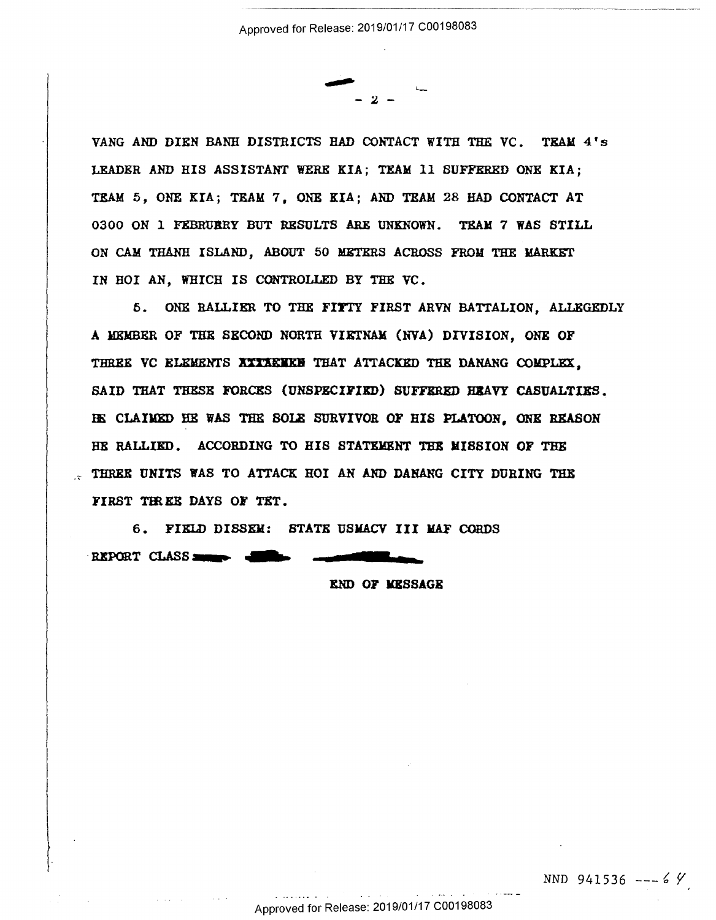VANG AND DIEN BANH DISTRICTS HAD CONTACT WITH THE VC. TEAM 4's LEADER AND HIS ASSISTANT WERE KIA; TEAM 11 SUFFERED ONE KIA; TEAM 5, ONE KIA; TEAM 7, ONE KIA; AND TEAM 28 HAD CONTACT AT 0300 ON 1 FEBRURRY BUT RESULTS ARE UNKNOWN. TEAM 7 WAS STILL ON CAM THANH ISLAND, ABOUT 50 METERS ACROSS FROM THE MARKET IN HOI AN, WHICH IS CONTROLLED BY THE VC.

5. ONE RALLIER TO THE FIFTY FIRST ARVN BATTALION, ALLEGEDLY A MEMBER OF THE SECOND NORTH VIETNAM (NVA) DIVISION, ONE OF THREE VC ELEMENTS XXXXXXXX THAT ATTACKED THE DANANG COMPLEX, SAID THAT THESE FORCES (UNSPECIFIED) SUFFERED HEAVY CASUALTIES. HE CLAIMED HE WAS THE SOLE SURVIVOR OF HIS PLATOON, ONE REASON HE RALLIED. ACCORDING TO HIS STATEMENT THE MISSION OF THE THREE UNITS WAS TO ATTACK HOI AN AND DANANG CITY DURING THE FIRST THREE DAYS OF TET.

6. FIELD DISSEM: STATE USMACV III MAF CORDS

REPORT CLASS

END OF MESSAGE

NND 941536 --- 64